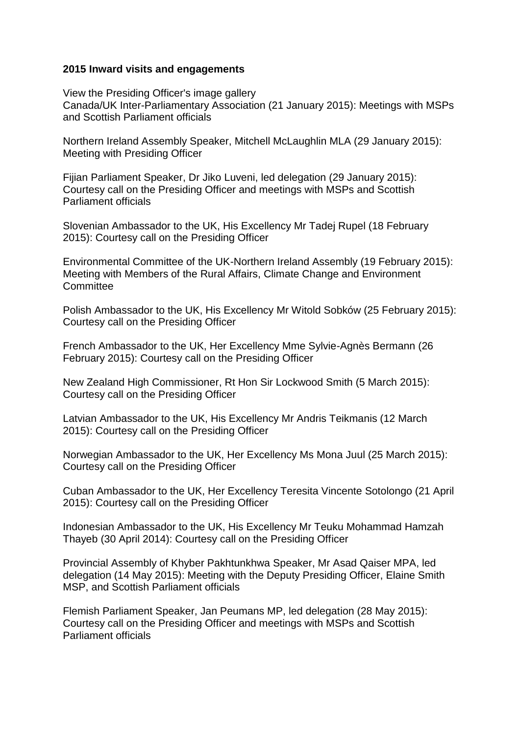**2015 Inward visits and engagements**

View the Presiding Officer's image gallery
Canada/UK Inter-Parliamentary Association (21 January 2015): Meetings with MSPs and Scottish Parliament officials

Northern Ireland Assembly Speaker, Mitchell McLaughlin MLA (29 January 2015): Meeting with Presiding Officer

Fijian Parliament Speaker, Dr Jiko Luveni, led delegation (29 January 2015): Courtesy call on the Presiding Officer and meetings with MSPs and Scottish Parliament officials

Slovenian Ambassador to the UK, His Excellency Mr Tadej Rupel (18 February 2015): Courtesy call on the Presiding Officer

Environmental Committee of the UK-Northern Ireland Assembly (19 February 2015): Meeting with Members of the Rural Affairs, Climate Change and Environment Committee

Polish Ambassador to the UK, His Excellency Mr Witold Sobków (25 February 2015): Courtesy call on the Presiding Officer

French Ambassador to the UK, Her Excellency Mme Sylvie-Agnès Bermann (26 February 2015): Courtesy call on the Presiding Officer

New Zealand High Commissioner, Rt Hon Sir Lockwood Smith (5 March 2015): Courtesy call on the Presiding Officer

Latvian Ambassador to the UK, His Excellency Mr Andris Teikmanis (12 March 2015): Courtesy call on the Presiding Officer

Norwegian Ambassador to the UK, Her Excellency Ms Mona Juul (25 March 2015): Courtesy call on the Presiding Officer

Cuban Ambassador to the UK, Her Excellency Teresita Vincente Sotolongo (21 April 2015): Courtesy call on the Presiding Officer

Indonesian Ambassador to the UK, His Excellency Mr Teuku Mohammad Hamzah Thayeb (30 April 2014): Courtesy call on the Presiding Officer

Provincial Assembly of Khyber Pakhtunkhwa Speaker, Mr Asad Qaiser MPA, led delegation (14 May 2015): Meeting with the Deputy Presiding Officer, Elaine Smith MSP, and Scottish Parliament officials

Flemish Parliament Speaker, Jan Peumans MP, led delegation (28 May 2015): Courtesy call on the Presiding Officer and meetings with MSPs and Scottish Parliament officials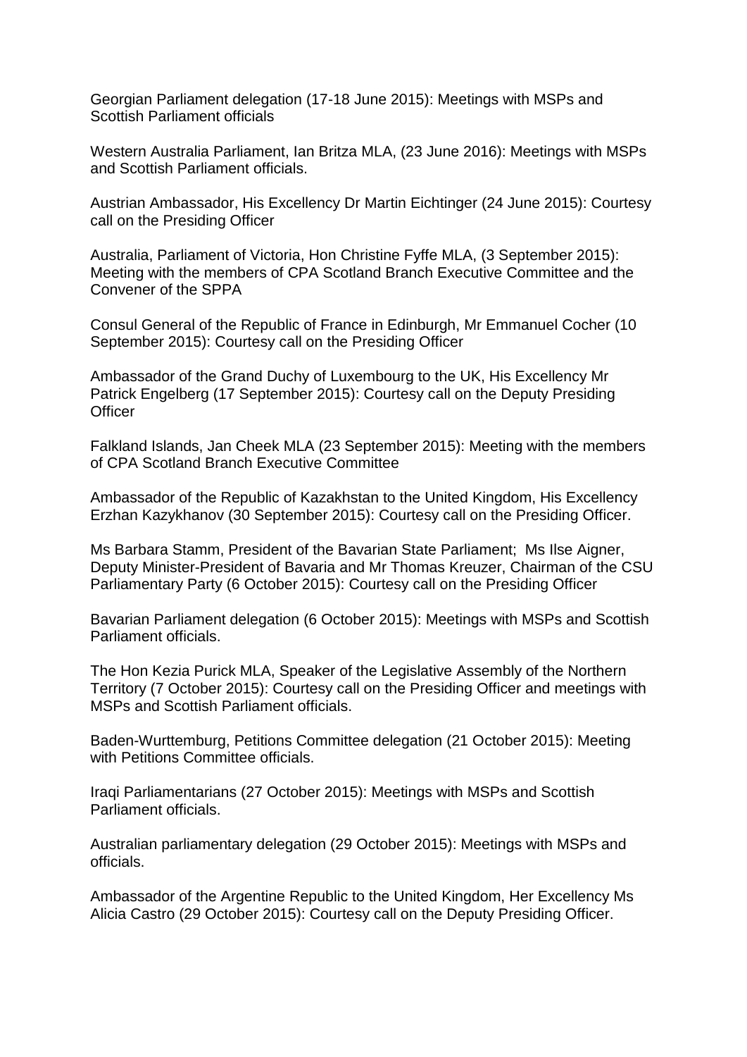Georgian Parliament delegation (17-18 June 2015): Meetings with MSPs and Scottish Parliament officials

Western Australia Parliament, Ian Britza MLA, (23 June 2016): Meetings with MSPs and Scottish Parliament officials.

Austrian Ambassador, His Excellency Dr Martin Eichtinger (24 June 2015): Courtesy call on the Presiding Officer

Australia, Parliament of Victoria, Hon Christine Fyffe MLA, (3 September 2015): Meeting with the members of CPA Scotland Branch Executive Committee and the Convener of the SPPA

Consul General of the Republic of France in Edinburgh, Mr Emmanuel Cocher (10 September 2015): Courtesy call on the Presiding Officer

Ambassador of the Grand Duchy of Luxembourg to the UK, His Excellency Mr Patrick Engelberg (17 September 2015): Courtesy call on the Deputy Presiding Officer

Falkland Islands, Jan Cheek MLA (23 September 2015): Meeting with the members of CPA Scotland Branch Executive Committee

Ambassador of the Republic of Kazakhstan to the United Kingdom, His Excellency Erzhan Kazykhanov (30 September 2015): Courtesy call on the Presiding Officer.

Ms Barbara Stamm, President of the Bavarian State Parliament; Ms Ilse Aigner, Deputy Minister-President of Bavaria and Mr Thomas Kreuzer, Chairman of the CSU Parliamentary Party (6 October 2015): Courtesy call on the Presiding Officer

Bavarian Parliament delegation (6 October 2015): Meetings with MSPs and Scottish Parliament officials.

The Hon Kezia Purick MLA, Speaker of the Legislative Assembly of the Northern Territory (7 October 2015): Courtesy call on the Presiding Officer and meetings with MSPs and Scottish Parliament officials.

Baden-Wurttemburg, Petitions Committee delegation (21 October 2015): Meeting with Petitions Committee officials.

Iraqi Parliamentarians (27 October 2015): Meetings with MSPs and Scottish Parliament officials.

Australian parliamentary delegation (29 October 2015): Meetings with MSPs and officials.

Ambassador of the Argentine Republic to the United Kingdom, Her Excellency Ms Alicia Castro (29 October 2015): Courtesy call on the Deputy Presiding Officer.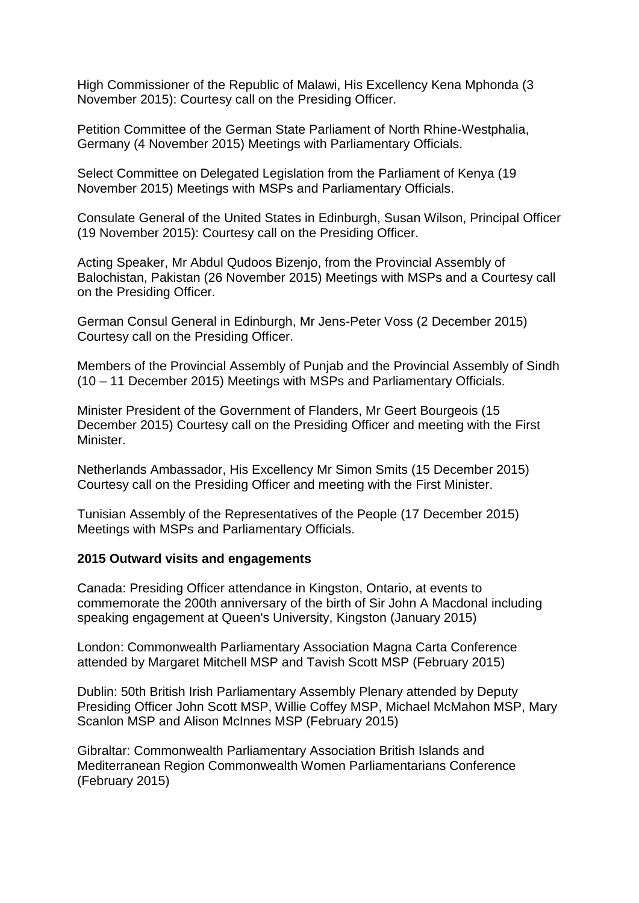High Commissioner of the Republic of Malawi, His Excellency Kena Mphonda (3 November 2015): Courtesy call on the Presiding Officer.

Petition Committee of the German State Parliament of North Rhine-Westphalia, Germany (4 November 2015) Meetings with Parliamentary Officials.

Select Committee on Delegated Legislation from the Parliament of Kenya (19 November 2015) Meetings with MSPs and Parliamentary Officials.

Consulate General of the United States in Edinburgh, Susan Wilson, Principal Officer (19 November 2015): Courtesy call on the Presiding Officer.

Acting Speaker, Mr Abdul Qudoos Bizenjo, from the Provincial Assembly of Balochistan, Pakistan (26 November 2015) Meetings with MSPs and a Courtesy call on the Presiding Officer.

German Consul General in Edinburgh, Mr Jens-Peter Voss (2 December 2015) Courtesy call on the Presiding Officer.

Members of the Provincial Assembly of Punjab and the Provincial Assembly of Sindh (10 – 11 December 2015) Meetings with MSPs and Parliamentary Officials.

Minister President of the Government of Flanders, Mr Geert Bourgeois (15 December 2015) Courtesy call on the Presiding Officer and meeting with the First Minister.

Netherlands Ambassador, His Excellency Mr Simon Smits (15 December 2015) Courtesy call on the Presiding Officer and meeting with the First Minister.

Tunisian Assembly of the Representatives of the People (17 December 2015) Meetings with MSPs and Parliamentary Officials.

**2015 Outward visits and engagements**

Canada: Presiding Officer attendance in Kingston, Ontario, at events to commemorate the 200th anniversary of the birth of Sir John A Macdonal including speaking engagement at Queen's University, Kingston (January 2015)

London: Commonwealth Parliamentary Association Magna Carta Conference attended by Margaret Mitchell MSP and Tavish Scott MSP (February 2015)

Dublin: 50th British Irish Parliamentary Assembly Plenary attended by Deputy Presiding Officer John Scott MSP, Willie Coffey MSP, Michael McMahon MSP, Mary Scanlon MSP and Alison McInnes MSP (February 2015)

Gibraltar: Commonwealth Parliamentary Association British Islands and Mediterranean Region Commonwealth Women Parliamentarians Conference (February 2015)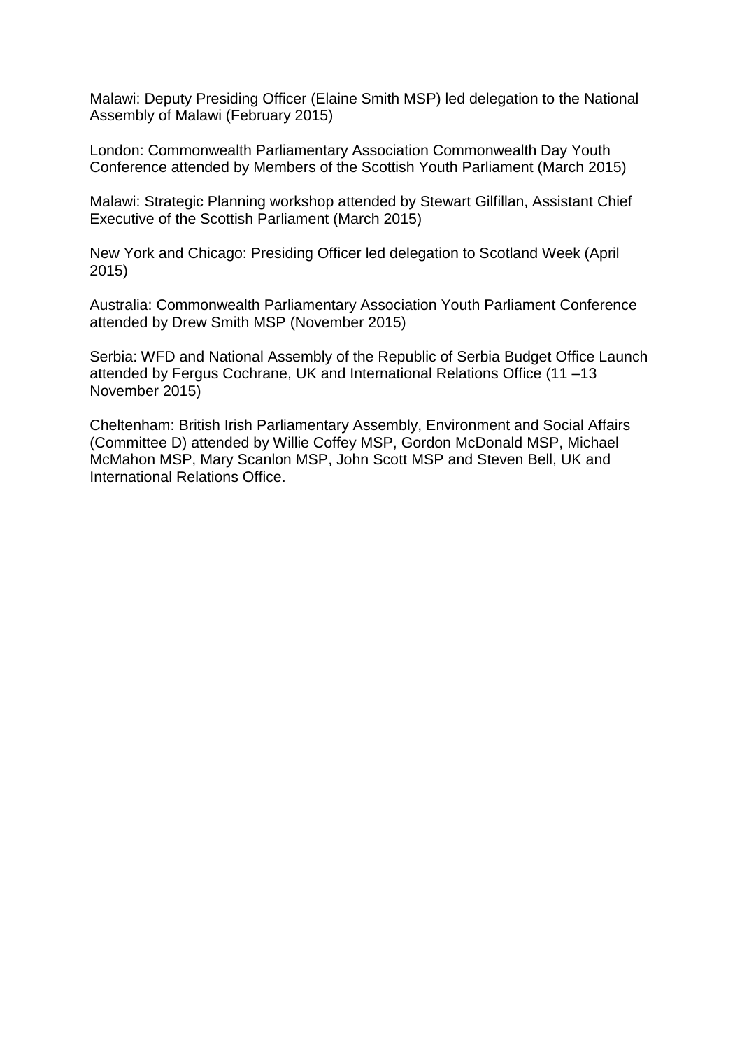Malawi: Deputy Presiding Officer (Elaine Smith MSP) led delegation to the National Assembly of Malawi (February 2015)

London: Commonwealth Parliamentary Association Commonwealth Day Youth Conference attended by Members of the Scottish Youth Parliament (March 2015)

Malawi: Strategic Planning workshop attended by Stewart Gilfillan, Assistant Chief Executive of the Scottish Parliament (March 2015)

New York and Chicago: Presiding Officer led delegation to Scotland Week (April 2015)

Australia: Commonwealth Parliamentary Association Youth Parliament Conference attended by Drew Smith MSP (November 2015)

Serbia: WFD and National Assembly of the Republic of Serbia Budget Office Launch attended by Fergus Cochrane, UK and International Relations Office (11 –13 November 2015)

Cheltenham: British Irish Parliamentary Assembly, Environment and Social Affairs (Committee D) attended by Willie Coffey MSP, Gordon McDonald MSP, Michael McMahon MSP, Mary Scanlon MSP, John Scott MSP and Steven Bell, UK and International Relations Office.